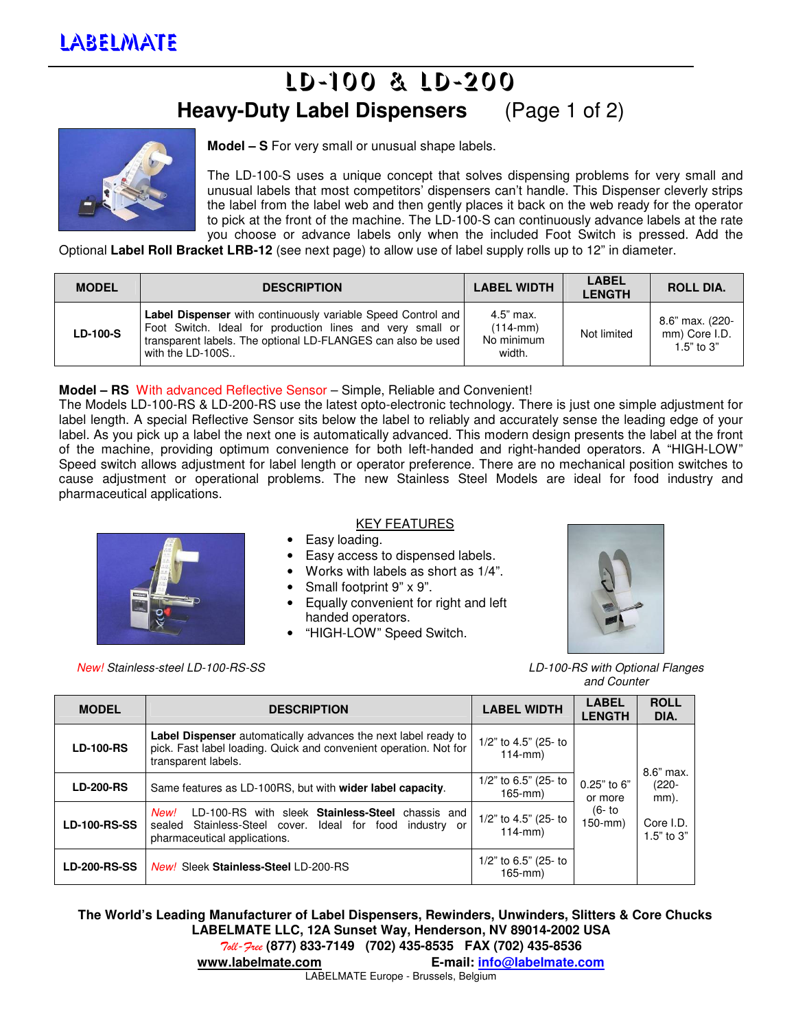LABELMATE

# LD-100 & LD-200

## Heavy-Duty Label Dispensers (Page 1 of 2)

**Model – S** For very small or unusual shape labels.

The LD-100-S uses a unique concept that solves dispensing problems for very small and unusual labels that most competitors' dispensers can't handle. This Dispenser cleverly strips the label from the label web and then gently places it back on the web ready for the operator to pick at the front of the machine. The LD-100-S can continuously advance labels at the rate you choose or advance labels only when the included Foot Switch is pressed. Add the Optional **Label Roll Bracket LRB-12** (see next page) to allow use of label supply rolls up to 12" in diameter.

| MODEL | DESCRIPTION | LABEL WIDTH | LABEL LENGTH | ROLL DIA. |
|---|---|---|---|---|
| **LD-100-S** | **Label Dispenser** with continuously variable Speed Control and Foot Switch. Ideal for production lines and very small or transparent labels. The optional LD-FLANGES can also be used with the LD-100S.. | 4.5" max. (114-mm) No minimum width. | Not limited | 8.6" max. (220-mm) Core I.D. 1.5" to 3" |

**Model – RS** With advanced Reflective Sensor – Simple, Reliable and Convenient!
The Models LD-100-RS & LD-200-RS use the latest opto-electronic technology. There is just one simple adjustment for label length. A special Reflective Sensor sits below the label to reliably and accurately sense the leading edge of your label. As you pick up a label the next one is automatically advanced. This modern design presents the label at the front of the machine, providing optimum convenience for both left-handed and right-handed operators. A "HIGH-LOW" Speed switch allows adjustment for label length or operator preference. There are no mechanical position switches to cause adjustment or operational problems. The new Stainless Steel Models are ideal for food industry and pharmaceutical applications.

KEY FEATURES

- Easy loading.
- Easy access to dispensed labels.
- Works with labels as short as 1/4".
- Small footprint 9" x 9".
- Equally convenient for right and left handed operators.
- "HIGH-LOW" Speed Switch.

*New! Stainless-steel LD-100-RS-SS*

*LD-100-RS with Optional Flanges and Counter*

| MODEL | DESCRIPTION | LABEL WIDTH | LABEL LENGTH | ROLL DIA. |
|---|---|---|---|---|
| **LD-100-RS** | **Label Dispenser** automatically advances the next label ready to pick. Fast label loading. Quick and convenient operation. Not for transparent labels. | 1/2" to 4.5" (25- to 114-mm) | 0.25" to 6" or more (6- to 150-mm) | 8.6" max. (220-mm). Core I.D. 1.5" to 3" |
| **LD-200-RS** | Same features as LD-100RS, but with **wider label capacity**. | 1/2" to 6.5" (25- to 165-mm) | | |
| **LD-100-RS-SS** | *New!* LD-100-RS with sleek **Stainless-Steel** chassis and sealed Stainless-Steel cover. Ideal for food industry or pharmaceutical applications. | 1/2" to 4.5" (25- to 114-mm) | | |
| **LD-200-RS-SS** | *New!* Sleek **Stainless-Steel** LD-200-RS | 1/2" to 6.5" (25- to 165-mm) | | |

**The World's Leading Manufacturer of Label Dispensers, Rewinders, Unwinders, Slitters & Core Chucks**
**LABELMATE LLC, 12A Sunset Way, Henderson, NV 89014-2002 USA**
*Toll-Free* **(877) 833-7149 (702) 435-8535 FAX (702) 435-8536**
**www.labelmate.com** **E-mail: info@labelmate.com**
LABELMATE Europe - Brussels, Belgium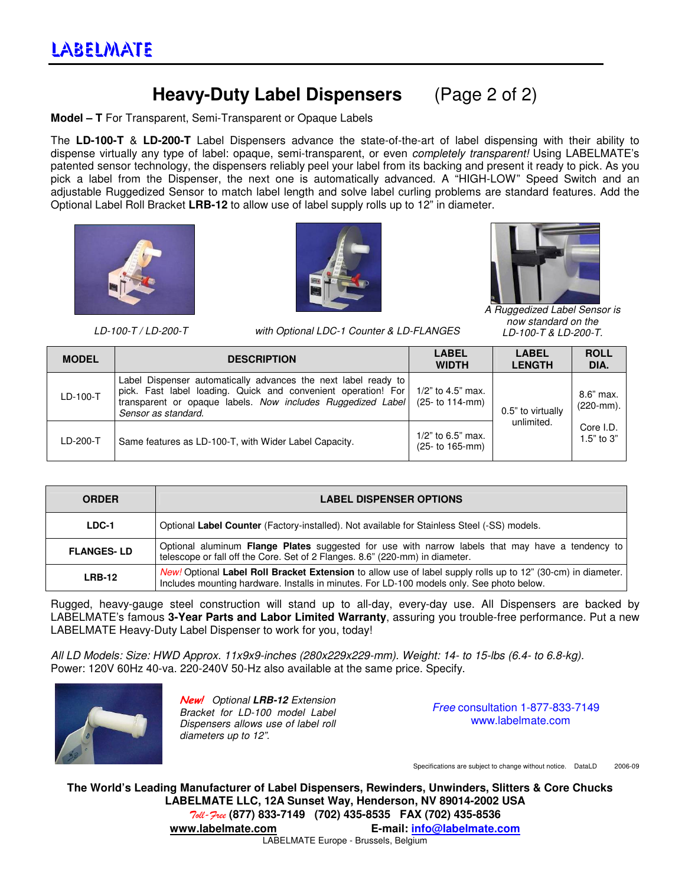LABELMATE

# Heavy-Duty Label Dispensers (Page 2 of 2)

**Model – T** For Transparent, Semi-Transparent or Opaque Labels

The **LD-100-T** & **LD-200-T** Label Dispensers advance the state-of-the-art of label dispensing with their ability to dispense virtually any type of label: opaque, semi-transparent, or even *completely transparent!* Using LABELMATE's patented sensor technology, the dispensers reliably peel your label from its backing and present it ready to pick. As you pick a label from the Dispenser, the next one is automatically advanced. A "HIGH-LOW" Speed Switch and an adjustable Ruggedized Sensor to match label length and solve label curling problems are standard features. Add the Optional Label Roll Bracket **LRB-12** to allow use of label supply rolls up to 12" in diameter.

*LD-100-T / LD-200-T*

*with Optional LDC-1 Counter & LD-FLANGES*

*A Ruggedized Label Sensor is now standard on the LD-100-T & LD-200-T.*

| MODEL | DESCRIPTION | LABEL WIDTH | LABEL LENGTH | ROLL DIA. |
|---|---|---|---|---|
| LD-100-T | Label Dispenser automatically advances the next label ready to pick. Fast label loading. Quick and convenient operation! For transparent or opaque labels. *Now includes Ruggedized Label Sensor as standard.* | 1/2" to 4.5" max. (25- to 114-mm) | 0.5" to virtually unlimited. | 8.6" max. (220-mm). Core I.D. 1.5" to 3" |
| LD-200-T | Same features as LD-100-T, with Wider Label Capacity. | 1/2" to 6.5" max. (25- to 165-mm) | | |

| ORDER | LABEL DISPENSER OPTIONS |
|---|---|
| **LDC-1** | Optional **Label Counter** (Factory-installed). Not available for Stainless Steel (-SS) models. |
| **FLANGES- LD** | Optional aluminum **Flange Plates** suggested for use with narrow labels that may have a tendency to telescope or fall off the Core. Set of 2 Flanges. 8.6" (220-mm) in diameter. |
| **LRB-12** | *New!* Optional **Label Roll Bracket Extension** to allow use of label supply rolls up to 12" (30-cm) in diameter. Includes mounting hardware. Installs in minutes. For LD-100 models only. See photo below. |

Rugged, heavy-gauge steel construction will stand up to all-day, every-day use. All Dispensers are backed by LABELMATE's famous **3-Year Parts and Labor Limited Warranty**, assuring you trouble-free performance. Put a new LABELMATE Heavy-Duty Label Dispenser to work for you, today!

*All LD Models: Size: HWD Approx. 11x9x9-inches (280x229x229-mm). Weight: 14- to 15-lbs (6.4- to 6.8-kg).*
Power: 120V 60Hz 40-va. 220-240V 50-Hz also available at the same price. Specify.

***New!*** *Optional **LRB-12** Extension Bracket for LD-100 model Label Dispensers allows use of label roll diameters up to 12".*

*Free* consultation 1-877-833-7149
www.labelmate.com

Specifications are subject to change without notice. DataLD 2006-09

**The World's Leading Manufacturer of Label Dispensers, Rewinders, Unwinders, Slitters & Core Chucks**
**LABELMATE LLC, 12A Sunset Way, Henderson, NV 89014-2002 USA**
*Toll-Free* **(877) 833-7149 (702) 435-8535 FAX (702) 435-8536**
**www.labelmate.com** **E-mail: info@labelmate.com**
LABELMATE Europe - Brussels, Belgium